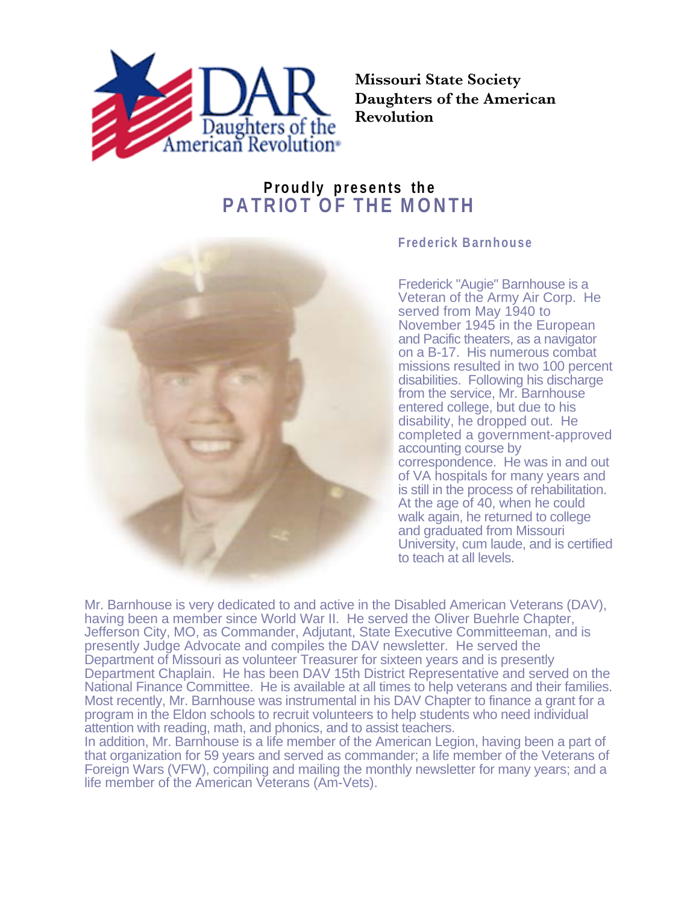**Missouri State Society Daughters of the American Revolution**

**Proudly presents the**

# PATRIOT OF THE MONTH

## Frederick Barnhouse

Frederick "Augie" Barnhouse is a Veteran of the Army Air Corp. He served from May 1940 to November 1945 in the European and Pacific theaters, as a navigator on a B-17. His numerous combat missions resulted in two 100 percent disabilities. Following his discharge from the service, Mr. Barnhouse entered college, but due to his disability, he dropped out. He completed a government-approved accounting course by correspondence. He was in and out of VA hospitals for many years and is still in the process of rehabilitation. At the age of 40, when he could walk again, he returned to college and graduated from Missouri University, cum laude, and is certified to teach at all levels.

Mr. Barnhouse is very dedicated to and active in the Disabled American Veterans (DAV), having been a member since World War II. He served the Oliver Buehrle Chapter, Jefferson City, MO, as Commander, Adjutant, State Executive Committeeman, and is presently Judge Advocate and compiles the DAV newsletter. He served the Department of Missouri as volunteer Treasurer for sixteen years and is presently Department Chaplain. He has been DAV 15th District Representative and served on the National Finance Committee. He is available at all times to help veterans and their families. Most recently, Mr. Barnhouse was instrumental in his DAV Chapter to finance a grant for a program in the Eldon schools to recruit volunteers to help students who need individual attention with reading, math, and phonics, and to assist teachers.

In addition, Mr. Barnhouse is a life member of the American Legion, having been a part of that organization for 59 years and served as commander; a life member of the Veterans of Foreign Wars (VFW), compiling and mailing the monthly newsletter for many years; and a life member of the American Veterans (Am-Vets).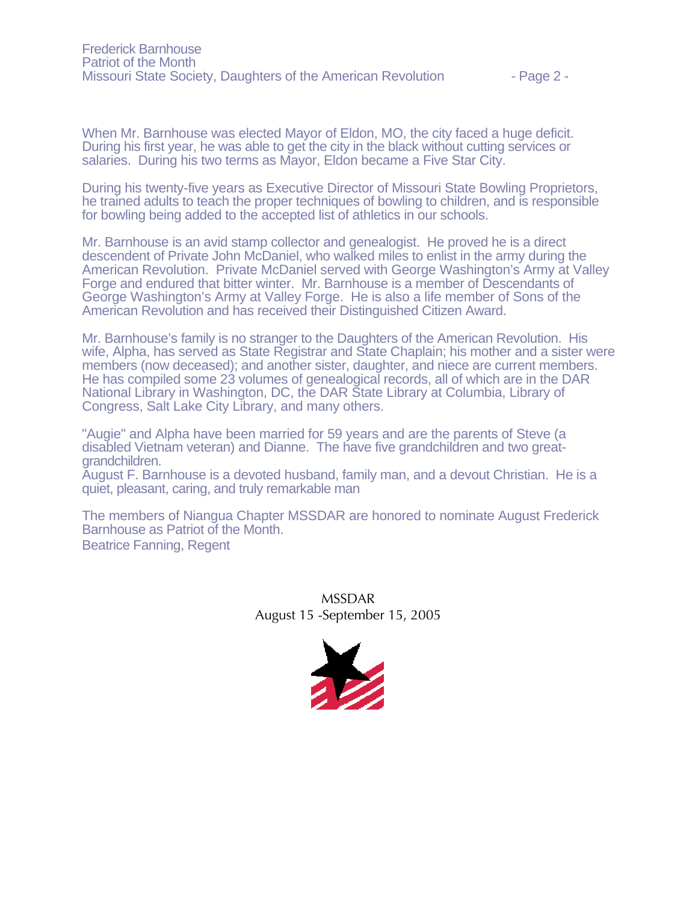When Mr. Barnhouse was elected Mayor of Eldon, MO, the city faced a huge deficit. During his first year, he was able to get the city in the black without cutting services or salaries. During his two terms as Mayor, Eldon became a Five Star City.

During his twenty-five years as Executive Director of Missouri State Bowling Proprietors, he trained adults to teach the proper techniques of bowling to children, and is responsible for bowling being added to the accepted list of athletics in our schools.

Mr. Barnhouse is an avid stamp collector and genealogist. He proved he is a direct descendent of Private John McDaniel, who walked miles to enlist in the army during the American Revolution. Private McDaniel served with George Washington's Army at Valley Forge and endured that bitter winter. Mr. Barnhouse is a member of Descendants of George Washington's Army at Valley Forge. He is also a life member of Sons of the American Revolution and has received their Distinguished Citizen Award.

Mr. Barnhouse's family is no stranger to the Daughters of the American Revolution. His wife, Alpha, has served as State Registrar and State Chaplain; his mother and a sister were members (now deceased); and another sister, daughter, and niece are current members. He has compiled some 23 volumes of genealogical records, all of which are in the DAR National Library in Washington, DC, the DAR State Library at Columbia, Library of Congress, Salt Lake City Library, and many others.

"Augie" and Alpha have been married for 59 years and are the parents of Steve (a disabled Vietnam veteran) and Dianne. The have five grandchildren and two great-grandchildren.
August F. Barnhouse is a devoted husband, family man, and a devout Christian. He is a quiet, pleasant, caring, and truly remarkable man

The members of Niangua Chapter MSSDAR are honored to nominate August Frederick Barnhouse as Patriot of the Month.
Beatrice Fanning, Regent

MSSDAR
August 15 -September 15, 2005